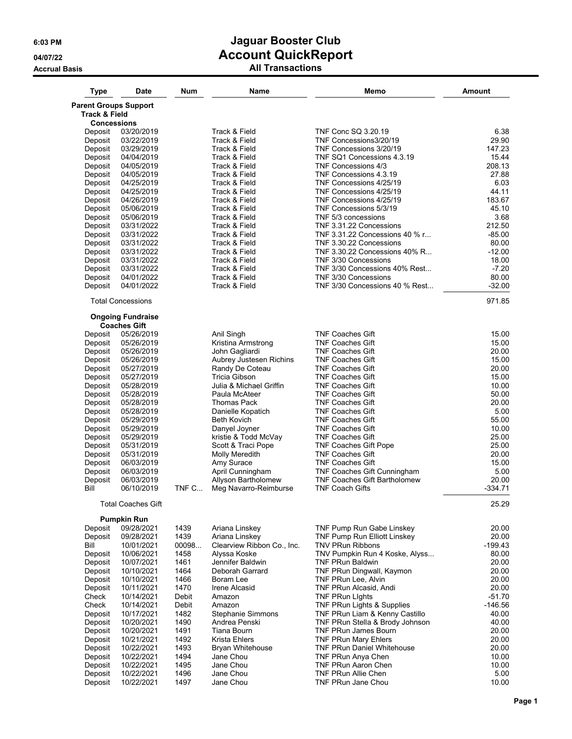# Jaguar Booster Club
## Account QuickReport
### All Transactions

6:03 PM
04/07/22
Accrual Basis

| Type | Date | Num | Name | Memo | Amount |
|---|---|---|---|---|---|
| **Parent Groups Support** | | | | | |
| **Track & Field** | | | | | |
| **Concessions** | | | | | |
| Deposit | 03/20/2019 | | Track & Field | TNF Conc SQ 3.20.19 | 6.38 |
| Deposit | 03/22/2019 | | Track & Field | TNF Concessions3/20/19 | 29.90 |
| Deposit | 03/29/2019 | | Track & Field | TNF Concessions 3/20/19 | 147.23 |
| Deposit | 04/04/2019 | | Track & Field | TNF SQ1 Concessions 4.3.19 | 15.44 |
| Deposit | 04/05/2019 | | Track & Field | TNF Concessions 4/3 | 208.13 |
| Deposit | 04/05/2019 | | Track & Field | TNF Concessions 4.3.19 | 27.88 |
| Deposit | 04/25/2019 | | Track & Field | TNF Concessions 4/25/19 | 6.03 |
| Deposit | 04/25/2019 | | Track & Field | TNF Concessions 4/25/19 | 44.11 |
| Deposit | 04/26/2019 | | Track & Field | TNF Concessions 4/25/19 | 183.67 |
| Deposit | 05/06/2019 | | Track & Field | TNF Concessions 5/3/19 | 45.10 |
| Deposit | 05/06/2019 | | Track & Field | TNF 5/3 concessions | 3.68 |
| Deposit | 03/31/2022 | | Track & Field | TNF 3.31.22 Concessions | 212.50 |
| Deposit | 03/31/2022 | | Track & Field | TNF 3.31.22 Concessions 40 % r... | -85.00 |
| Deposit | 03/31/2022 | | Track & Field | TNF 3.30.22 Concessions | 80.00 |
| Deposit | 03/31/2022 | | Track & Field | TNF 3.30.22 Concessions 40% R... | -12.00 |
| Deposit | 03/31/2022 | | Track & Field | TNF 3/30 Concessions | 18.00 |
| Deposit | 03/31/2022 | | Track & Field | TNF 3/30 Concessions 40% Rest... | -7.20 |
| Deposit | 04/01/2022 | | Track & Field | TNF 3/30 Concessions | 80.00 |
| Deposit | 04/01/2022 | | Track & Field | TNF 3/30 Concessions 40 % Rest... | -32.00 |
| Total Concessions | | | | | 971.85 |
| **Ongoing Fundraise** | | | | | |
| **Coaches Gift** | | | | | |
| Deposit | 05/26/2019 | | Anil Singh | TNF Coaches Gift | 15.00 |
| Deposit | 05/26/2019 | | Kristina Armstrong | TNF Coaches Gift | 15.00 |
| Deposit | 05/26/2019 | | John Gagliardi | TNF Coaches Gift | 20.00 |
| Deposit | 05/26/2019 | | Aubrey Justesen Richins | TNF Coaches Gift | 15.00 |
| Deposit | 05/27/2019 | | Randy De Coteau | TNF Coaches Gift | 20.00 |
| Deposit | 05/27/2019 | | Tricia Gibson | TNF Coaches Gift | 15.00 |
| Deposit | 05/28/2019 | | Julia & Michael Griffin | TNF Coaches Gift | 10.00 |
| Deposit | 05/28/2019 | | Paula McAteer | TNF Coaches Gift | 50.00 |
| Deposit | 05/28/2019 | | Thomas Pack | TNF Coaches Gift | 20.00 |
| Deposit | 05/28/2019 | | Danielle Kopatich | TNF Coaches Gift | 5.00 |
| Deposit | 05/29/2019 | | Beth Kovich | TNF Coaches Gift | 55.00 |
| Deposit | 05/29/2019 | | Danyel Joyner | TNF Coaches Gift | 10.00 |
| Deposit | 05/29/2019 | | kristie & Todd McVay | TNF Coaches Gift | 25.00 |
| Deposit | 05/31/2019 | | Scott & Traci Pope | TNF Coaches Gift Pope | 25.00 |
| Deposit | 05/31/2019 | | Molly Meredith | TNF Coaches Gift | 20.00 |
| Deposit | 06/03/2019 | | Amy Surace | TNF Coaches Gift | 15.00 |
| Deposit | 06/03/2019 | | April Cunningham | TNF Coaches Gift Cunningham | 5.00 |
| Deposit | 06/03/2019 | | Allyson Bartholomew | TNF Coaches Gift Bartholomew | 20.00 |
| Bill | 06/10/2019 | TNF C... | Meg Navarro-Reimburse | TNF Coach Gifts | -334.71 |
| Total Coaches Gift | | | | | 25.29 |
| **Pumpkin Run** | | | | | |
| Deposit | 09/28/2021 | 1439 | Ariana Linskey | TNF Pump Run Gabe Linskey | 20.00 |
| Deposit | 09/28/2021 | 1439 | Ariana Linskey | TNF Pump Run Elliott Linskey | 20.00 |
| Bill | 10/01/2021 | 00098... | Clearview Ribbon Co., Inc. | TNV PRun Ribbons | -199.43 |
| Deposit | 10/06/2021 | 1458 | Alyssa Koske | TNV Pumpkin Run 4 Koske, Alyss... | 80.00 |
| Deposit | 10/07/2021 | 1461 | Jennifer Baldwin | TNF PRun Baldwin | 20.00 |
| Deposit | 10/10/2021 | 1464 | Deborah Garrard | TNF PRun Dingwall, Kaymon | 20.00 |
| Deposit | 10/10/2021 | 1466 | Boram Lee | TNF PRun Lee, Alvin | 20.00 |
| Deposit | 10/11/2021 | 1470 | Irene Alcasid | TNF PRun Alcasid, Andi | 20.00 |
| Check | 10/14/2021 | Debit | Amazon | TNF PRun LIghts | -51.70 |
| Check | 10/14/2021 | Debit | Amazon | TNF PRun Lights & Supplies | -146.56 |
| Deposit | 10/17/2021 | 1482 | Stephanie Simmons | TNF PRun Liam & Kenny Castillo | 40.00 |
| Deposit | 10/20/2021 | 1490 | Andrea Penski | TNF PRun Stella & Brody Johnson | 40.00 |
| Deposit | 10/20/2021 | 1491 | Tiana Bourn | TNF PRun James Bourn | 20.00 |
| Deposit | 10/21/2021 | 1492 | Krista Ehlers | TNF PRun Mary Ehlers | 20.00 |
| Deposit | 10/22/2021 | 1493 | Bryan Whitehouse | TNF PRun Daniel Whitehouse | 20.00 |
| Deposit | 10/22/2021 | 1494 | Jane Chou | TNF PRun Anya Chen | 10.00 |
| Deposit | 10/22/2021 | 1495 | Jane Chou | TNF PRun Aaron Chen | 10.00 |
| Deposit | 10/22/2021 | 1496 | Jane Chou | TNF PRun Allie Chen | 5.00 |
| Deposit | 10/22/2021 | 1497 | Jane Chou | TNF PRun Jane Chou | 10.00 |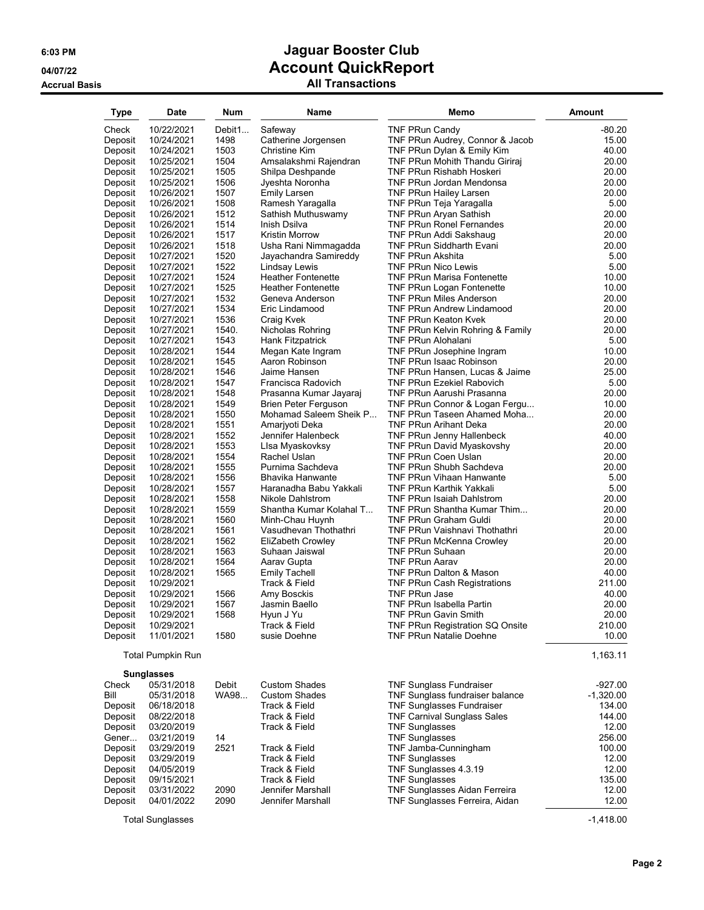# Jaguar Booster Club

## Account QuickReport

### All Transactions

6:03 PM
04/07/22
Accrual Basis

| Type | Date | Num | Name | Memo | Amount |
|---|---|---|---|---|---|
| Check | 10/22/2021 | Debit1... | Safeway | TNF PRun Candy | -80.20 |
| Deposit | 10/24/2021 | 1498 | Catherine Jorgensen | TNF PRun Audrey, Connor & Jacob | 15.00 |
| Deposit | 10/24/2021 | 1503 | Christine Kim | TNF PRun Dylan & Emily Kim | 40.00 |
| Deposit | 10/25/2021 | 1504 | Amsalakshmi Rajendran | TNF PRun Mohith Thandu Giriraj | 20.00 |
| Deposit | 10/25/2021 | 1505 | Shilpa Deshpande | TNF PRun Rishabh Hoskeri | 20.00 |
| Deposit | 10/25/2021 | 1506 | Jyeshta Noronha | TNF PRun Jordan Mendonsa | 20.00 |
| Deposit | 10/26/2021 | 1507 | Emily Larsen | TNF PRun Hailey Larsen | 20.00 |
| Deposit | 10/26/2021 | 1508 | Ramesh Yaragalla | TNF PRun Teja Yaragalla | 5.00 |
| Deposit | 10/26/2021 | 1512 | Sathish Muthuswamy | TNF PRun Aryan Sathish | 20.00 |
| Deposit | 10/26/2021 | 1514 | Inish Dsilva | TNF PRun Ronel Fernandes | 20.00 |
| Deposit | 10/26/2021 | 1517 | Kristin Morrow | TNF PRun Addi Sakshaug | 20.00 |
| Deposit | 10/26/2021 | 1518 | Usha Rani Nimmagadda | TNF PRun Siddharth Evani | 20.00 |
| Deposit | 10/27/2021 | 1520 | Jayachandra Samireddy | TNF PRun Akshita | 5.00 |
| Deposit | 10/27/2021 | 1522 | Lindsay Lewis | TNF PRun Nico Lewis | 5.00 |
| Deposit | 10/27/2021 | 1524 | Heather Fontenette | TNF PRun Marisa Fontenette | 10.00 |
| Deposit | 10/27/2021 | 1525 | Heather Fontenette | TNF PRun Logan Fontenette | 10.00 |
| Deposit | 10/27/2021 | 1532 | Geneva Anderson | TNF PRun Miles Anderson | 20.00 |
| Deposit | 10/27/2021 | 1534 | Eric Lindamood | TNF PRun Andrew Lindamood | 20.00 |
| Deposit | 10/27/2021 | 1536 | Craig Kvek | TNF PRun Keaton Kvek | 20.00 |
| Deposit | 10/27/2021 | 1540. | Nicholas Rohring | TNF PRun Kelvin Rohring & Family | 20.00 |
| Deposit | 10/27/2021 | 1543 | Hank Fitzpatrick | TNF PRun Alohalani | 5.00 |
| Deposit | 10/28/2021 | 1544 | Megan Kate Ingram | TNF PRun Josephine Ingram | 10.00 |
| Deposit | 10/28/2021 | 1545 | Aaron Robinson | TNF PRun Isaac Robinson | 20.00 |
| Deposit | 10/28/2021 | 1546 | Jaime Hansen | TNF PRun Hansen, Lucas & Jaime | 25.00 |
| Deposit | 10/28/2021 | 1547 | Francisca Radovich | TNF PRun Ezekiel Rabovich | 5.00 |
| Deposit | 10/28/2021 | 1548 | Prasanna Kumar Jayaraj | TNF PRun Aarushi Prasanna | 20.00 |
| Deposit | 10/28/2021 | 1549 | Brien Peter Ferguson | TNF PRun Connor & Logan Fergu... | 10.00 |
| Deposit | 10/28/2021 | 1550 | Mohamad Saleem Sheik P... | TNF PRun Taseen Ahamed Moha... | 20.00 |
| Deposit | 10/28/2021 | 1551 | Amarjyoti Deka | TNF PRun Arihant Deka | 20.00 |
| Deposit | 10/28/2021 | 1552 | Jennifer Halenbeck | TNF PRun Jenny Hallenbeck | 40.00 |
| Deposit | 10/28/2021 | 1553 | LIsa Myaskovksy | TNF PRun David Myaskovshy | 20.00 |
| Deposit | 10/28/2021 | 1554 | Rachel Uslan | TNF PRun Coen Uslan | 20.00 |
| Deposit | 10/28/2021 | 1555 | Purnima Sachdeva | TNF PRun Shubh Sachdeva | 20.00 |
| Deposit | 10/28/2021 | 1556 | Bhavika Hanwante | TNF PRun Vihaan Hanwante | 5.00 |
| Deposit | 10/28/2021 | 1557 | Haranadha Babu Yakkali | TNF PRun Karthik Yakkali | 5.00 |
| Deposit | 10/28/2021 | 1558 | Nikole Dahlstrom | TNF PRun Isaiah Dahlstrom | 20.00 |
| Deposit | 10/28/2021 | 1559 | Shantha Kumar Kolahal T... | TNF PRun Shantha Kumar Thim... | 20.00 |
| Deposit | 10/28/2021 | 1560 | Minh-Chau Huynh | TNF PRun Graham Guldi | 20.00 |
| Deposit | 10/28/2021 | 1561 | Vasudhevan Thothathri | TNF PRun Vaishnavi Thothathri | 20.00 |
| Deposit | 10/28/2021 | 1562 | EliZabeth Crowley | TNF PRun McKenna Crowley | 20.00 |
| Deposit | 10/28/2021 | 1563 | Suhaan Jaiswal | TNF PRun Suhaan | 20.00 |
| Deposit | 10/28/2021 | 1564 | Aarav Gupta | TNF PRun Aarav | 20.00 |
| Deposit | 10/28/2021 | 1565 | Emily Tachell | TNF PRun Dalton & Mason | 40.00 |
| Deposit | 10/29/2021 | | Track & Field | TNF PRun Cash Registrations | 211.00 |
| Deposit | 10/29/2021 | 1566 | Amy Bosckis | TNF PRun Jase | 40.00 |
| Deposit | 10/29/2021 | 1567 | Jasmin Baello | TNF PRun Isabella Partin | 20.00 |
| Deposit | 10/29/2021 | 1568 | Hyun J Yu | TNF PRun Gavin Smith | 20.00 |
| Deposit | 10/29/2021 | | Track & Field | TNF PRun Registration SQ Onsite | 210.00 |
| Deposit | 11/01/2021 | 1580 | susie Doehne | TNF PRun Natalie Doehne | 10.00 |
| **Total Pumpkin Run** | | | | | **1,163.11** |
| **Sunglasses** | | | | | |
| Check | 05/31/2018 | Debit | Custom Shades | TNF Sunglass Fundraiser | -927.00 |
| Bill | 05/31/2018 | WA98... | Custom Shades | TNF Sunglass fundraiser balance | -1,320.00 |
| Deposit | 06/18/2018 | | Track & Field | TNF Sunglasses Fundraiser | 134.00 |
| Deposit | 08/22/2018 | | Track & Field | TNF Carnival Sunglass Sales | 144.00 |
| Deposit | 03/20/2019 | | Track & Field | TNF Sunglasses | 12.00 |
| Gener... | 03/21/2019 | 14 | | TNF Sunglasses | 256.00 |
| Deposit | 03/29/2019 | 2521 | Track & Field | TNF Jamba-Cunningham | 100.00 |
| Deposit | 03/29/2019 | | Track & Field | TNF Sunglasses | 12.00 |
| Deposit | 04/05/2019 | | Track & Field | TNF Sunglasses 4.3.19 | 12.00 |
| Deposit | 09/15/2021 | | Track & Field | TNF Sunglasses | 135.00 |
| Deposit | 03/31/2022 | 2090 | Jennifer Marshall | TNF Sunglasses Aidan Ferreira | 12.00 |
| Deposit | 04/01/2022 | 2090 | Jennifer Marshall | TNF Sunglasses Ferreira, Aidan | 12.00 |
| **Total Sunglasses** | | | | | **-1,418.00** |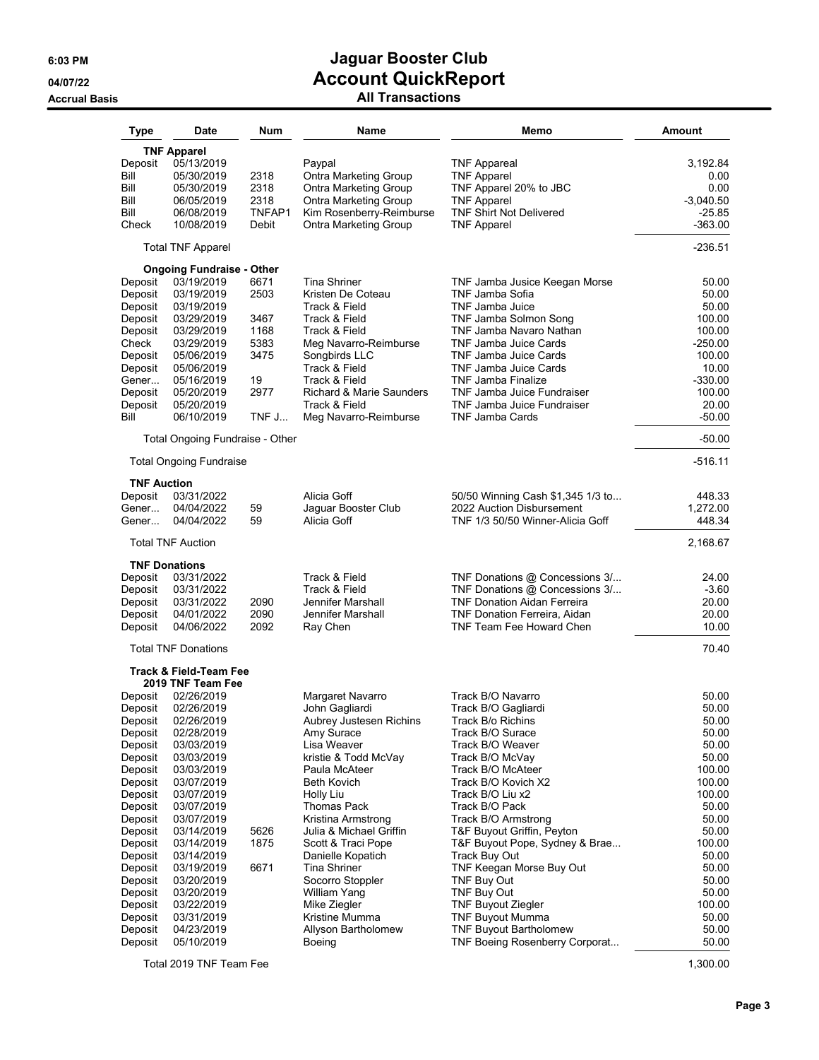# Jaguar Booster Club
## Account QuickReport
### All Transactions

6:03 PM
04/07/22
Accrual Basis

| Type | Date | Num | Name | Memo | Amount |
|---|---|---|---|---|---|
| **TNF Apparel** | | | | | |
| Deposit | 05/13/2019 | | Paypal | TNF Appareal | 3,192.84 |
| Bill | 05/30/2019 | 2318 | Ontra Marketing Group | TNF Apparel | 0.00 |
| Bill | 05/30/2019 | 2318 | Ontra Marketing Group | TNF Apparel 20% to JBC | 0.00 |
| Bill | 06/05/2019 | 2318 | Ontra Marketing Group | TNF Apparel | -3,040.50 |
| Bill | 06/08/2019 | TNFAP1 | Kim Rosenberry-Reimburse | TNF Shirt Not Delivered | -25.85 |
| Check | 10/08/2019 | Debit | Ontra Marketing Group | TNF Apparel | -363.00 |
| Total TNF Apparel | | | | | -236.51 |
| **Ongoing Fundraise - Other** | | | | | |
| Deposit | 03/19/2019 | 6671 | Tina Shriner | TNF Jamba Jusice Keegan Morse | 50.00 |
| Deposit | 03/19/2019 | 2503 | Kristen De Coteau | TNF Jamba Sofia | 50.00 |
| Deposit | 03/19/2019 | | Track & Field | TNF Jamba Juice | 50.00 |
| Deposit | 03/29/2019 | 3467 | Track & Field | TNF Jamba Solmon Song | 100.00 |
| Deposit | 03/29/2019 | 1168 | Track & Field | TNF Jamba Navaro Nathan | 100.00 |
| Check | 03/29/2019 | 5383 | Meg Navarro-Reimburse | TNF Jamba Juice Cards | -250.00 |
| Deposit | 05/06/2019 | 3475 | Songbirds LLC | TNF Jamba Juice Cards | 100.00 |
| Deposit | 05/06/2019 | | Track & Field | TNF Jamba Juice Cards | 10.00 |
| Gener... | 05/16/2019 | 19 | Track & Field | TNF Jamba Finalize | -330.00 |
| Deposit | 05/20/2019 | 2977 | Richard & Marie Saunders | TNF Jamba Juice Fundraiser | 100.00 |
| Deposit | 05/20/2019 | | Track & Field | TNF Jamba Juice Fundraiser | 20.00 |
| Bill | 06/10/2019 | TNF J... | Meg Navarro-Reimburse | TNF Jamba Cards | -50.00 |
| Total Ongoing Fundraise - Other | | | | | -50.00 |
| Total Ongoing Fundraise | | | | | -516.11 |
| **TNF Auction** | | | | | |
| Deposit | 03/31/2022 | | Alicia Goff | 50/50 Winning Cash $1,345 1/3 to... | 448.33 |
| Gener... | 04/04/2022 | 59 | Jaguar Booster Club | 2022 Auction Disbursement | 1,272.00 |
| Gener... | 04/04/2022 | 59 | Alicia Goff | TNF 1/3 50/50 Winner-Alicia Goff | 448.34 |
| Total TNF Auction | | | | | 2,168.67 |
| **TNF Donations** | | | | | |
| Deposit | 03/31/2022 | | Track & Field | TNF Donations @ Concessions 3/... | 24.00 |
| Deposit | 03/31/2022 | | Track & Field | TNF Donations @ Concessions 3/... | -3.60 |
| Deposit | 03/31/2022 | 2090 | Jennifer Marshall | TNF Donation Aidan Ferreira | 20.00 |
| Deposit | 04/01/2022 | 2090 | Jennifer Marshall | TNF Donation Ferreira, Aidan | 20.00 |
| Deposit | 04/06/2022 | 2092 | Ray Chen | TNF Team Fee Howard Chen | 10.00 |
| Total TNF Donations | | | | | 70.40 |
| **Track & Field-Team Fee** | | | | | |
| **2019 TNF Team Fee** | | | | | |
| Deposit | 02/26/2019 | | Margaret Navarro | Track B/O Navarro | 50.00 |
| Deposit | 02/26/2019 | | John Gagliardi | Track B/O Gagliardi | 50.00 |
| Deposit | 02/26/2019 | | Aubrey Justesen Richins | Track B/o Richins | 50.00 |
| Deposit | 02/28/2019 | | Amy Surace | Track B/O Surace | 50.00 |
| Deposit | 03/03/2019 | | Lisa Weaver | Track B/O Weaver | 50.00 |
| Deposit | 03/03/2019 | | kristie & Todd McVay | Track B/O McVay | 50.00 |
| Deposit | 03/03/2019 | | Paula McAteer | Track B/O McAteer | 100.00 |
| Deposit | 03/07/2019 | | Beth Kovich | Track B/O Kovich X2 | 100.00 |
| Deposit | 03/07/2019 | | Holly Liu | Track B/O Liu x2 | 100.00 |
| Deposit | 03/07/2019 | | Thomas Pack | Track B/O Pack | 50.00 |
| Deposit | 03/07/2019 | | Kristina Armstrong | Track B/O Armstrong | 50.00 |
| Deposit | 03/14/2019 | 5626 | Julia & Michael Griffin | T&F Buyout Griffin, Peyton | 50.00 |
| Deposit | 03/14/2019 | 1875 | Scott & Traci Pope | T&F Buyout Pope, Sydney & Brae... | 100.00 |
| Deposit | 03/14/2019 | | Danielle Kopatich | Track Buy Out | 50.00 |
| Deposit | 03/19/2019 | 6671 | Tina Shriner | TNF Keegan Morse Buy Out | 50.00 |
| Deposit | 03/20/2019 | | Socorro Stoppler | TNF Buy Out | 50.00 |
| Deposit | 03/20/2019 | | William Yang | TNF Buy Out | 50.00 |
| Deposit | 03/22/2019 | | Mike Ziegler | TNF Buyout Ziegler | 100.00 |
| Deposit | 03/31/2019 | | Kristine Mumma | TNF Buyout Mumma | 50.00 |
| Deposit | 04/23/2019 | | Allyson Bartholomew | TNF Buyout Bartholomew | 50.00 |
| Deposit | 05/10/2019 | | Boeing | TNF Boeing Rosenberry Corporat... | 50.00 |
| Total 2019 TNF Team Fee | | | | | 1,300.00 |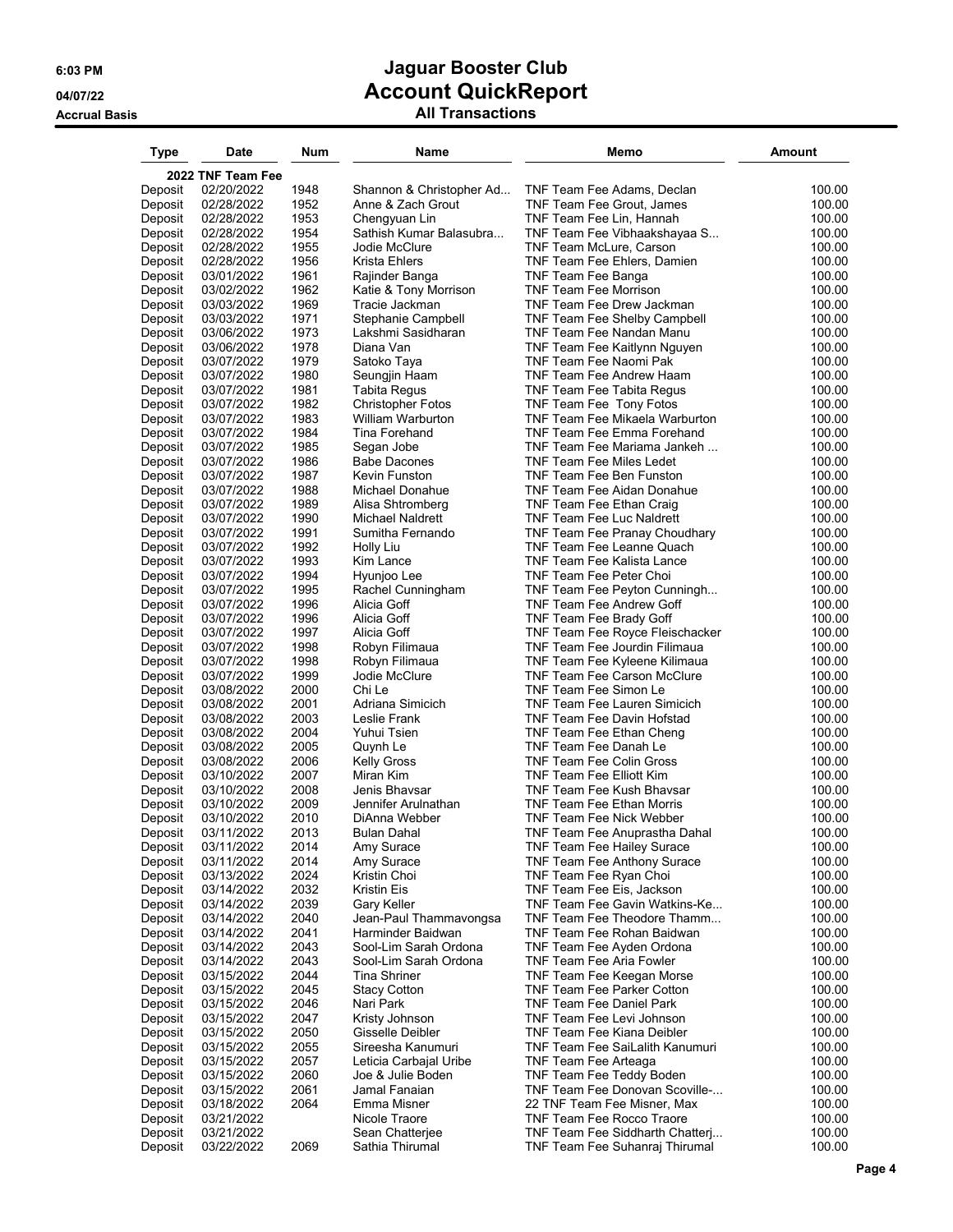# Jaguar Booster Club
## Account QuickReport
### All Transactions

6:03 PM
04/07/22
Accrual Basis

| Type | Date | Num | Name | Memo | Amount |
|---|---|---|---|---|---|
| **2022 TNF Team Fee** | | | | | |
| Deposit | 02/20/2022 | 1948 | Shannon & Christopher Ad... | TNF Team Fee Adams, Declan | 100.00 |
| Deposit | 02/28/2022 | 1952 | Anne & Zach Grout | TNF Team Fee Grout, James | 100.00 |
| Deposit | 02/28/2022 | 1953 | Chengyuan Lin | TNF Team Fee Lin, Hannah | 100.00 |
| Deposit | 02/28/2022 | 1954 | Sathish Kumar Balasubra... | TNF Team Fee Vibhaakshayaa S... | 100.00 |
| Deposit | 02/28/2022 | 1955 | Jodie McClure | TNF Team McLure, Carson | 100.00 |
| Deposit | 02/28/2022 | 1956 | Krista Ehlers | TNF Team Fee Ehlers, Damien | 100.00 |
| Deposit | 03/01/2022 | 1961 | Rajinder Banga | TNF Team Fee Banga | 100.00 |
| Deposit | 03/02/2022 | 1962 | Katie & Tony Morrison | TNF Team Fee Morrison | 100.00 |
| Deposit | 03/03/2022 | 1969 | Tracie Jackman | TNF Team Fee Drew Jackman | 100.00 |
| Deposit | 03/03/2022 | 1971 | Stephanie Campbell | TNF Team Fee Shelby Campbell | 100.00 |
| Deposit | 03/06/2022 | 1973 | Lakshmi Sasidharan | TNF Team Fee Nandan Manu | 100.00 |
| Deposit | 03/06/2022 | 1978 | Diana Van | TNF Team Fee Kaitlynn Nguyen | 100.00 |
| Deposit | 03/07/2022 | 1979 | Satoko Taya | TNF Team Fee Naomi Pak | 100.00 |
| Deposit | 03/07/2022 | 1980 | Seungjin Haam | TNF Team Fee Andrew Haam | 100.00 |
| Deposit | 03/07/2022 | 1981 | Tabita Regus | TNF Team Fee Tabita Regus | 100.00 |
| Deposit | 03/07/2022 | 1982 | Christopher Fotos | TNF Team Fee Tony Fotos | 100.00 |
| Deposit | 03/07/2022 | 1983 | William Warburton | TNF Team Fee Mikaela Warburton | 100.00 |
| Deposit | 03/07/2022 | 1984 | Tina Forehand | TNF Team Fee Emma Forehand | 100.00 |
| Deposit | 03/07/2022 | 1985 | Segan Jobe | TNF Team Fee Mariama Jankeh ... | 100.00 |
| Deposit | 03/07/2022 | 1986 | Babe Dacones | TNF Team Fee Miles Ledet | 100.00 |
| Deposit | 03/07/2022 | 1987 | Kevin Funston | TNF Team Fee Ben Funston | 100.00 |
| Deposit | 03/07/2022 | 1988 | Michael Donahue | TNF Team Fee Aidan Donahue | 100.00 |
| Deposit | 03/07/2022 | 1989 | Alisa Shtromberg | TNF Team Fee Ethan Craig | 100.00 |
| Deposit | 03/07/2022 | 1990 | Michael Naldrett | TNF Team Fee Luc Naldrett | 100.00 |
| Deposit | 03/07/2022 | 1991 | Sumitha Fernando | TNF Team Fee Pranay Choudhary | 100.00 |
| Deposit | 03/07/2022 | 1992 | Holly Liu | TNF Team Fee Leanne Quach | 100.00 |
| Deposit | 03/07/2022 | 1993 | Kim Lance | TNF Team Fee Kalista Lance | 100.00 |
| Deposit | 03/07/2022 | 1994 | Hyunjoo Lee | TNF Team Fee Peter Choi | 100.00 |
| Deposit | 03/07/2022 | 1995 | Rachel Cunningham | TNF Team Fee Peyton Cunningh... | 100.00 |
| Deposit | 03/07/2022 | 1996 | Alicia Goff | TNF Team Fee Andrew Goff | 100.00 |
| Deposit | 03/07/2022 | 1996 | Alicia Goff | TNF Team Fee Brady Goff | 100.00 |
| Deposit | 03/07/2022 | 1997 | Alicia Goff | TNF Team Fee Royce Fleischacker | 100.00 |
| Deposit | 03/07/2022 | 1998 | Robyn Filimaua | TNF Team Fee Jourdin Filimaua | 100.00 |
| Deposit | 03/07/2022 | 1998 | Robyn Filimaua | TNF Team Fee Kyleene Kilimaua | 100.00 |
| Deposit | 03/07/2022 | 1999 | Jodie McClure | TNF Team Fee Carson McClure | 100.00 |
| Deposit | 03/08/2022 | 2000 | Chi Le | TNF Team Fee Simon Le | 100.00 |
| Deposit | 03/08/2022 | 2001 | Adriana Simicich | TNF Team Fee Lauren Simicich | 100.00 |
| Deposit | 03/08/2022 | 2003 | Leslie Frank | TNF Team Fee Davin Hofstad | 100.00 |
| Deposit | 03/08/2022 | 2004 | Yuhui Tsien | TNF Team Fee Ethan Cheng | 100.00 |
| Deposit | 03/08/2022 | 2005 | Quynh Le | TNF Team Fee Danah Le | 100.00 |
| Deposit | 03/08/2022 | 2006 | Kelly Gross | TNF Team Fee Colin Gross | 100.00 |
| Deposit | 03/10/2022 | 2007 | Miran Kim | TNF Team Fee Elliott Kim | 100.00 |
| Deposit | 03/10/2022 | 2008 | Jenis Bhavsar | TNF Team Fee Kush Bhavsar | 100.00 |
| Deposit | 03/10/2022 | 2009 | Jennifer Arulnathan | TNF Team Fee Ethan Morris | 100.00 |
| Deposit | 03/10/2022 | 2010 | DiAnna Webber | TNF Team Fee Nick Webber | 100.00 |
| Deposit | 03/11/2022 | 2013 | Bulan Dahal | TNF Team Fee Anuprastha Dahal | 100.00 |
| Deposit | 03/11/2022 | 2014 | Amy Surace | TNF Team Fee Hailey Surace | 100.00 |
| Deposit | 03/11/2022 | 2014 | Amy Surace | TNF Team Fee Anthony Surace | 100.00 |
| Deposit | 03/13/2022 | 2024 | Kristin Choi | TNF Team Fee Ryan Choi | 100.00 |
| Deposit | 03/14/2022 | 2032 | Kristin Eis | TNF Team Fee Eis, Jackson | 100.00 |
| Deposit | 03/14/2022 | 2039 | Gary Keller | TNF Team Fee Gavin Watkins-Ke... | 100.00 |
| Deposit | 03/14/2022 | 2040 | Jean-Paul Thammavongsa | TNF Team Fee Theodore Thamm... | 100.00 |
| Deposit | 03/14/2022 | 2041 | Harminder Baidwan | TNF Team Fee Rohan Baidwan | 100.00 |
| Deposit | 03/14/2022 | 2043 | Sool-Lim Sarah Ordona | TNF Team Fee Ayden Ordona | 100.00 |
| Deposit | 03/14/2022 | 2043 | Sool-Lim Sarah Ordona | TNF Team Fee Aria Fowler | 100.00 |
| Deposit | 03/15/2022 | 2044 | Tina Shriner | TNF Team Fee Keegan Morse | 100.00 |
| Deposit | 03/15/2022 | 2045 | Stacy Cotton | TNF Team Fee Parker Cotton | 100.00 |
| Deposit | 03/15/2022 | 2046 | Nari Park | TNF Team Fee Daniel Park | 100.00 |
| Deposit | 03/15/2022 | 2047 | Kristy Johnson | TNF Team Fee Levi Johnson | 100.00 |
| Deposit | 03/15/2022 | 2050 | Gisselle Deibler | TNF Team Fee Kiana Deibler | 100.00 |
| Deposit | 03/15/2022 | 2055 | Sireesha Kanumuri | TNF Team Fee SaiLalith Kanumuri | 100.00 |
| Deposit | 03/15/2022 | 2057 | Leticia Carbajal Uribe | TNF Team Fee Arteaga | 100.00 |
| Deposit | 03/15/2022 | 2060 | Joe & Julie Boden | TNF Team Fee Teddy Boden | 100.00 |
| Deposit | 03/15/2022 | 2061 | Jamal Fanaian | TNF Team Fee Donovan Scoville-... | 100.00 |
| Deposit | 03/18/2022 | 2064 | Emma Misner | 22 TNF Team Fee Misner, Max | 100.00 |
| Deposit | 03/21/2022 | | Nicole Traore | TNF Team Fee Rocco Traore | 100.00 |
| Deposit | 03/21/2022 | | Sean Chatterjee | TNF Team Fee Siddharth Chatterj... | 100.00 |
| Deposit | 03/22/2022 | 2069 | Sathia Thirumal | TNF Team Fee Suhanraj Thirumal | 100.00 |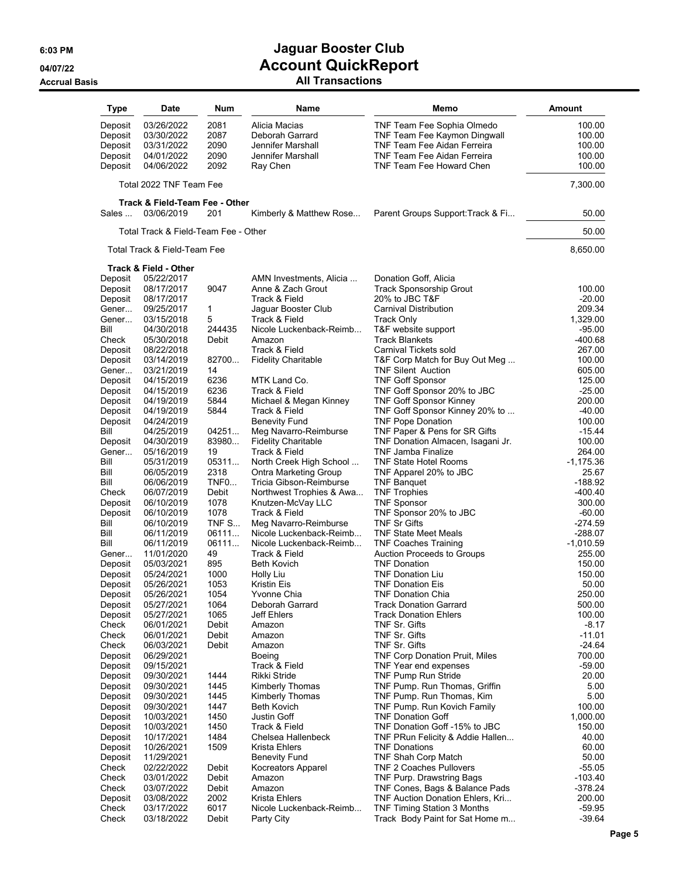# Jaguar Booster Club

## Account QuickReport

### All Transactions

6:03 PM
04/07/22
Accrual Basis

| Type | Date | Num | Name | Memo | Amount |
|---|---|---|---|---|---|
| Deposit | 03/26/2022 | 2081 | Alicia Macias | TNF Team Fee Sophia Olmedo | 100.00 |
| Deposit | 03/30/2022 | 2087 | Deborah Garrard | TNF Team Fee Kaymon Dingwall | 100.00 |
| Deposit | 03/31/2022 | 2090 | Jennifer Marshall | TNF Team Fee Aidan Ferreira | 100.00 |
| Deposit | 04/01/2022 | 2090 | Jennifer Marshall | TNF Team Fee Aidan Ferreira | 100.00 |
| Deposit | 04/06/2022 | 2092 | Ray Chen | TNF Team Fee Howard Chen | 100.00 |
| Total 2022 TNF Team Fee | | | | | 7,300.00 |
| **Track & Field-Team Fee - Other** | | | | | |
| Sales ... | 03/06/2019 | 201 | Kimberly & Matthew Rose... | Parent Groups Support:Track & Fi... | 50.00 |
| Total Track & Field-Team Fee - Other | | | | | 50.00 |
| Total Track & Field-Team Fee | | | | | 8,650.00 |
| **Track & Field - Other** | | | | | |
| Deposit | 05/22/2017 | | AMN Investments, Alicia ... | Donation Goff, Alicia | |
| Deposit | 08/17/2017 | 9047 | Anne & Zach Grout | Track Sponsorship Grout | 100.00 |
| Deposit | 08/17/2017 | | Track & Field | 20% to JBC T&F | -20.00 |
| Gener... | 09/25/2017 | 1 | Jaguar Booster Club | Carnival Distribution | 209.34 |
| Gener... | 03/15/2018 | 5 | Track & Field | Track Only | 1,329.00 |
| Bill | 04/30/2018 | 244435 | Nicole Luckenback-Reimb... | T&F website support | -95.00 |
| Check | 05/30/2018 | Debit | Amazon | Track Blankets | -400.68 |
| Deposit | 08/22/2018 | | Track & Field | Carnival Tickets sold | 267.00 |
| Deposit | 03/14/2019 | 82700... | Fidelity Charitable | T&F Corp Match for Buy Out Meg ... | 100.00 |
| Gener... | 03/21/2019 | 14 | | TNF Silent Auction | 605.00 |
| Deposit | 04/15/2019 | 6236 | MTK Land Co. | TNF Goff Sponsor | 125.00 |
| Deposit | 04/15/2019 | 6236 | Track & Field | TNF Goff Sponsor 20% to JBC | -25.00 |
| Deposit | 04/19/2019 | 5844 | Michael & Megan Kinney | TNF Goff Sponsor Kinney | 200.00 |
| Deposit | 04/19/2019 | 5844 | Track & Field | TNF Goff Sponsor Kinney 20% to ... | -40.00 |
| Deposit | 04/24/2019 | | Benevity Fund | TNF Pope Donation | 100.00 |
| Bill | 04/25/2019 | 04251... | Meg Navarro-Reimburse | TNF Paper & Pens for SR Gifts | -15.44 |
| Deposit | 04/30/2019 | 83980... | Fidelity Charitable | TNF Donation Almacen, Isagani Jr. | 100.00 |
| Gener... | 05/16/2019 | 19 | Track & Field | TNF Jamba Finalize | 264.00 |
| Bill | 05/31/2019 | 05311... | North Creek High School ... | TNF State Hotel Rooms | -1,175.36 |
| Bill | 06/05/2019 | 2318 | Ontra Marketing Group | TNF Apparel 20% to JBC | 25.67 |
| Bill | 06/06/2019 | TNF0... | Tricia Gibson-Reimburse | TNF Banquet | -188.92 |
| Check | 06/07/2019 | Debit | Northwest Trophies & Awa... | TNF Trophies | -400.40 |
| Deposit | 06/10/2019 | 1078 | Knutzen-McVay LLC | TNF Sponsor | 300.00 |
| Deposit | 06/10/2019 | 1078 | Track & Field | TNF Sponsor 20% to JBC | -60.00 |
| Bill | 06/10/2019 | TNF S... | Meg Navarro-Reimburse | TNF Sr Gifts | -274.59 |
| Bill | 06/11/2019 | 06111... | Nicole Luckenback-Reimb... | TNF State Meet Meals | -288.07 |
| Bill | 06/11/2019 | 06111... | Nicole Luckenback-Reimb... | TNF Coaches Training | -1,010.59 |
| Gener... | 11/01/2020 | 49 | Track & Field | Auction Proceeds to Groups | 255.00 |
| Deposit | 05/03/2021 | 895 | Beth Kovich | TNF Donation | 150.00 |
| Deposit | 05/24/2021 | 1000 | Holly Liu | TNF Donation Liu | 150.00 |
| Deposit | 05/26/2021 | 1053 | Kristin Eis | TNF Donation Eis | 50.00 |
| Deposit | 05/26/2021 | 1054 | Yvonne Chia | TNF Donation Chia | 250.00 |
| Deposit | 05/27/2021 | 1064 | Deborah Garrard | Track Donation Garrard | 500.00 |
| Deposit | 05/27/2021 | 1065 | Jeff Ehlers | Track Donation Ehlers | 100.00 |
| Check | 06/01/2021 | Debit | Amazon | TNF Sr. Gifts | -8.17 |
| Check | 06/01/2021 | Debit | Amazon | TNF Sr. Gifts | -11.01 |
| Check | 06/03/2021 | Debit | Amazon | TNF Sr. Gifts | -24.64 |
| Deposit | 06/29/2021 | | Boeing | TNF Corp Donation Pruit, Miles | 700.00 |
| Deposit | 09/15/2021 | | Track & Field | TNF Year end expenses | -59.00 |
| Deposit | 09/30/2021 | 1444 | Rikki Stride | TNF Pump Run Stride | 20.00 |
| Deposit | 09/30/2021 | 1445 | Kimberly Thomas | TNF Pump. Run Thomas, Griffin | 5.00 |
| Deposit | 09/30/2021 | 1445 | Kimberly Thomas | TNF Pump. Run Thomas, Kim | 5.00 |
| Deposit | 09/30/2021 | 1447 | Beth Kovich | TNF Pump. Run Kovich Family | 100.00 |
| Deposit | 10/03/2021 | 1450 | Justin Goff | TNF Donation Goff | 1,000.00 |
| Deposit | 10/03/2021 | 1450 | Track & Field | TNF Donation Goff -15% to JBC | 150.00 |
| Deposit | 10/17/2021 | 1484 | Chelsea Hallenbeck | TNF PRun Felicity & Addie Hallen... | 40.00 |
| Deposit | 10/26/2021 | 1509 | Krista Ehlers | TNF Donations | 60.00 |
| Deposit | 11/29/2021 | | Benevity Fund | TNF Shah Corp Match | 50.00 |
| Check | 02/22/2022 | Debit | Kocreators Apparel | TNF 2 Coaches Pullovers | -55.05 |
| Check | 03/01/2022 | Debit | Amazon | TNF Purp. Drawstring Bags | -103.40 |
| Check | 03/07/2022 | Debit | Amazon | TNF Cones, Bags & Balance Pads | -378.24 |
| Deposit | 03/08/2022 | 2002 | Krista Ehlers | TNF Auction Donation Ehlers, Kri... | 200.00 |
| Check | 03/17/2022 | 6017 | Nicole Luckenback-Reimb... | TNF Timing Station 3 Months | -59.95 |
| Check | 03/18/2022 | Debit | Party City | Track Body Paint for Sat Home m... | -39.64 |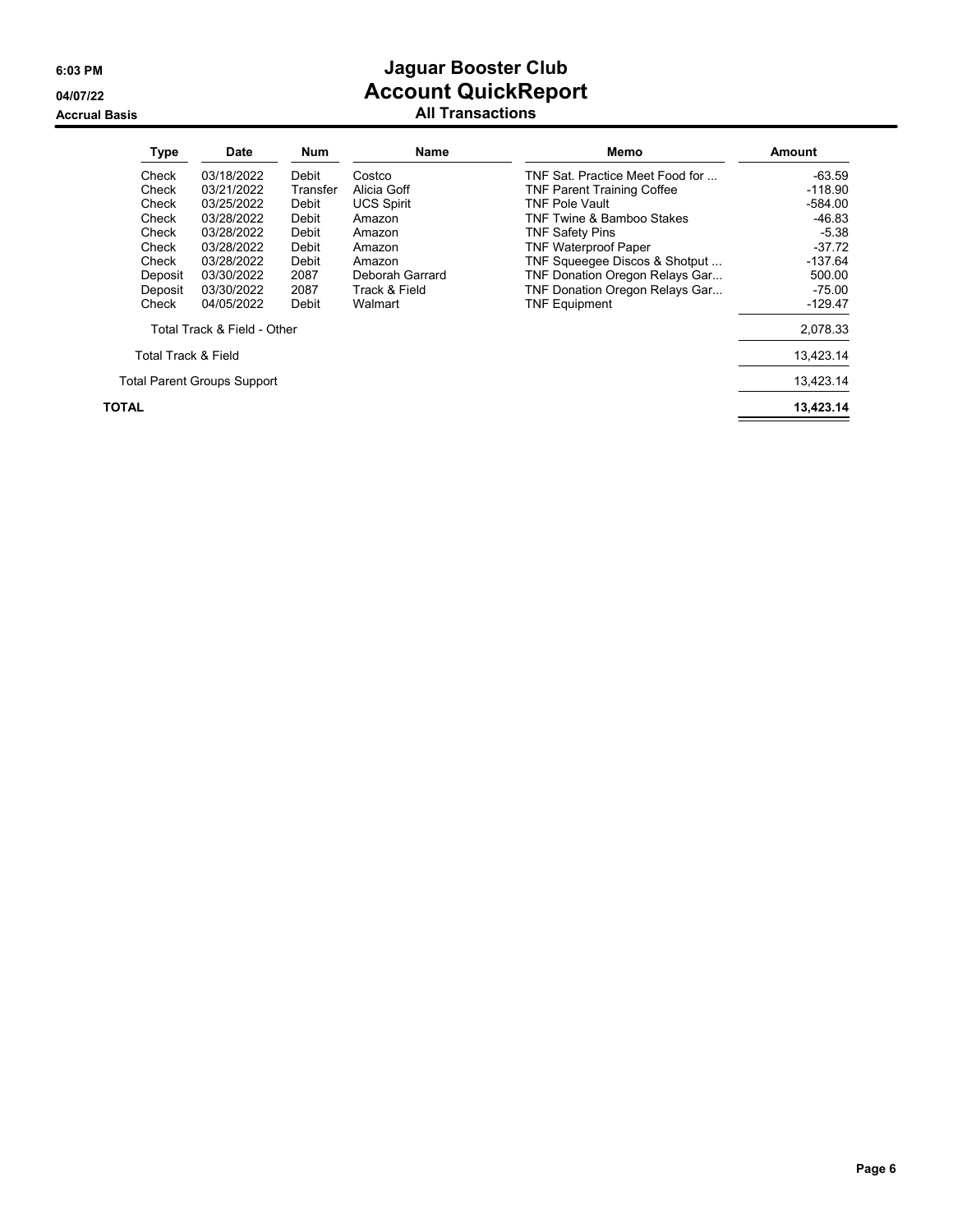# Jaguar Booster Club

## Account QuickReport

### All Transactions

6:03 PM
04/07/22
Accrual Basis

| Type | Date | Num | Name | Memo | Amount |
|---|---|---|---|---|---|
| Check | 03/18/2022 | Debit | Costco | TNF Sat. Practice Meet Food for ... | -63.59 |
| Check | 03/21/2022 | Transfer | Alicia Goff | TNF Parent Training Coffee | -118.90 |
| Check | 03/25/2022 | Debit | UCS Spirit | TNF Pole Vault | -584.00 |
| Check | 03/28/2022 | Debit | Amazon | TNF Twine & Bamboo Stakes | -46.83 |
| Check | 03/28/2022 | Debit | Amazon | TNF Safety Pins | -5.38 |
| Check | 03/28/2022 | Debit | Amazon | TNF Waterproof Paper | -37.72 |
| Check | 03/28/2022 | Debit | Amazon | TNF Squeegee Discos & Shotput ... | -137.64 |
| Deposit | 03/30/2022 | 2087 | Deborah Garrard | TNF Donation Oregon Relays Gar... | 500.00 |
| Deposit | 03/30/2022 | 2087 | Track & Field | TNF Donation Oregon Relays Gar... | -75.00 |
| Check | 04/05/2022 | Debit | Walmart | TNF Equipment | -129.47 |
| Total Track & Field - Other | | | | | 2,078.33 |
| Total Track & Field | | | | | 13,423.14 |
| Total Parent Groups Support | | | | | 13,423.14 |
| **TOTAL** | | | | | **13,423.14** |